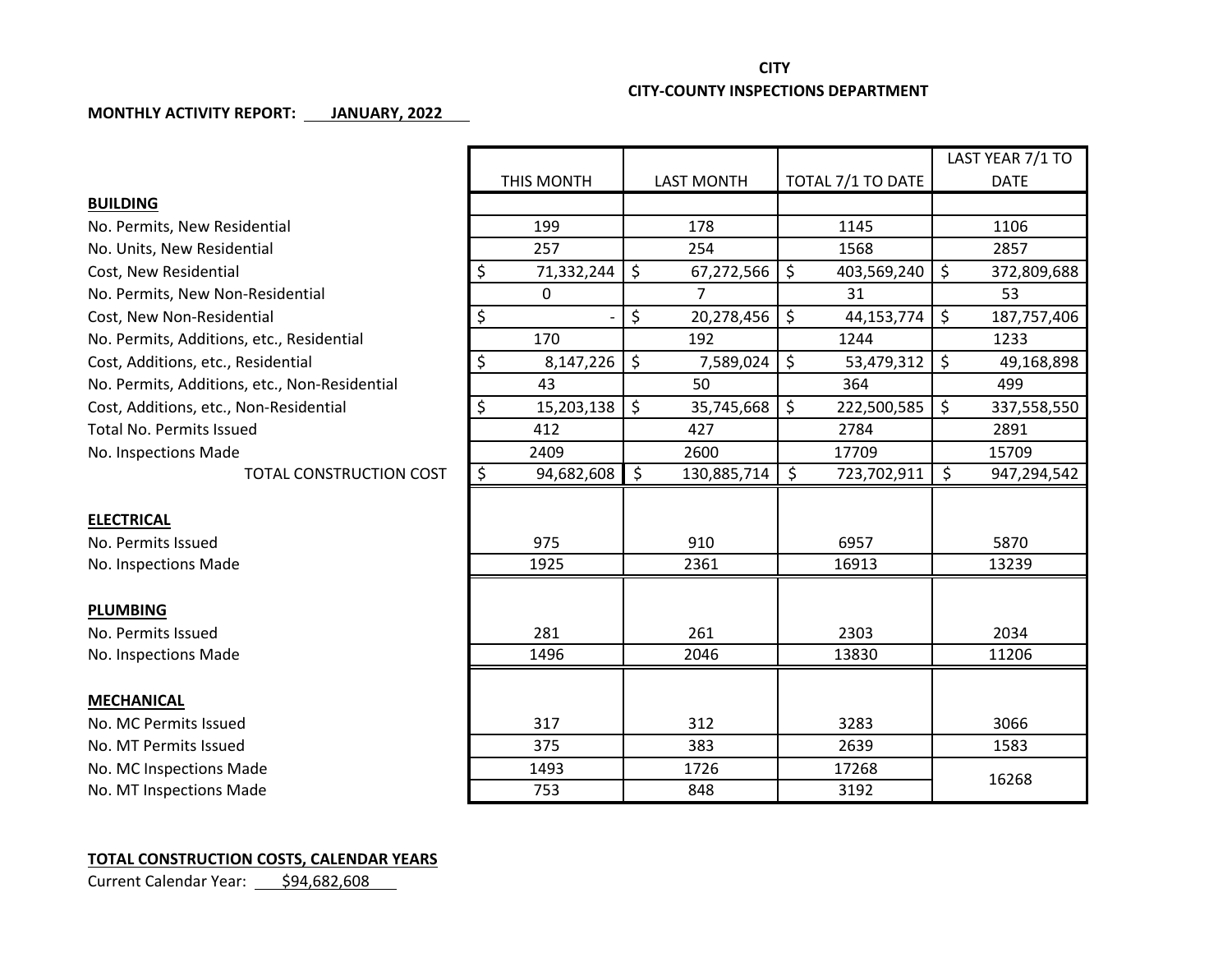**CITY**

**CITY-COUNTY INSPECTIONS DEPARTMENT**

**MONTHLY ACTIVITY REPORT:** **JANUARY, 2022**

| | THIS MONTH | LAST MONTH | TOTAL 7/1 TO DATE | LAST YEAR 7/1 TO DATE |
|---|---|---|---|---|
| **BUILDING** | | | | |
| No. Permits, New Residential | 199 | 178 | 1145 | 1106 |
| No. Units, New Residential | 257 | 254 | 1568 | 2857 |
| Cost, New Residential | $ 71,332,244 | $ 67,272,566 | $ 403,569,240 | $ 372,809,688 |
| No. Permits, New Non-Residential | 0 | 7 | 31 | 53 |
| Cost, New Non-Residential | $ - | $ 20,278,456 | $ 44,153,774 | $ 187,757,406 |
| No. Permits, Additions, etc., Residential | 170 | 192 | 1244 | 1233 |
| Cost, Additions, etc., Residential | $ 8,147,226 | $ 7,589,024 | $ 53,479,312 | $ 49,168,898 |
| No. Permits, Additions, etc., Non-Residential | 43 | 50 | 364 | 499 |
| Cost, Additions, etc., Non-Residential | $ 15,203,138 | $ 35,745,668 | $ 222,500,585 | $ 337,558,550 |
| Total No. Permits Issued | 412 | 427 | 2784 | 2891 |
| No. Inspections Made | 2409 | 2600 | 17709 | 15709 |
| TOTAL CONSTRUCTION COST | $ 94,682,608 | $ 130,885,714 | $ 723,702,911 | $ 947,294,542 |
| **ELECTRICAL** | | | | |
| No. Permits Issued | 975 | 910 | 6957 | 5870 |
| No. Inspections Made | 1925 | 2361 | 16913 | 13239 |
| **PLUMBING** | | | | |
| No. Permits Issued | 281 | 261 | 2303 | 2034 |
| No. Inspections Made | 1496 | 2046 | 13830 | 11206 |
| **MECHANICAL** | | | | |
| No. MC Permits Issued | 317 | 312 | 3283 | 3066 |
| No. MT Permits Issued | 375 | 383 | 2639 | 1583 |
| No. MC Inspections Made | 1493 | 1726 | 17268 | 16268 |
| No. MT Inspections Made | 753 | 848 | 3192 | |

**TOTAL CONSTRUCTION COSTS, CALENDAR YEARS**

Current Calendar Year: $94,682,608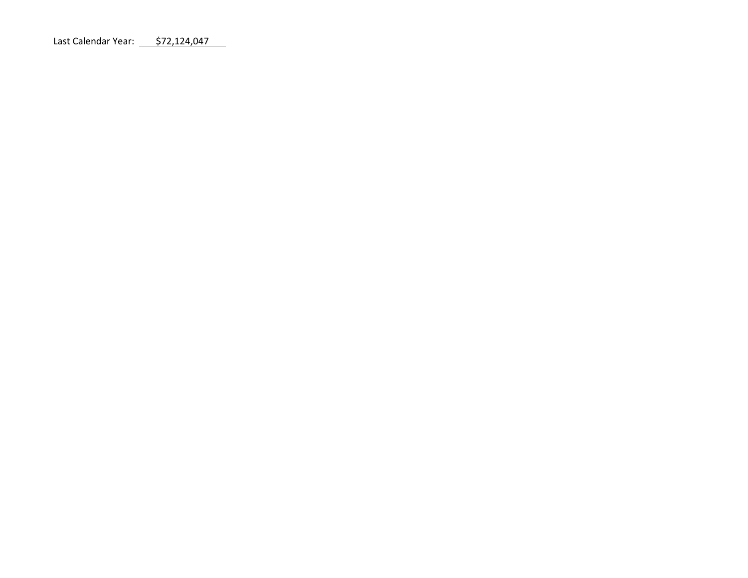Last Calendar Year: $72,124,047